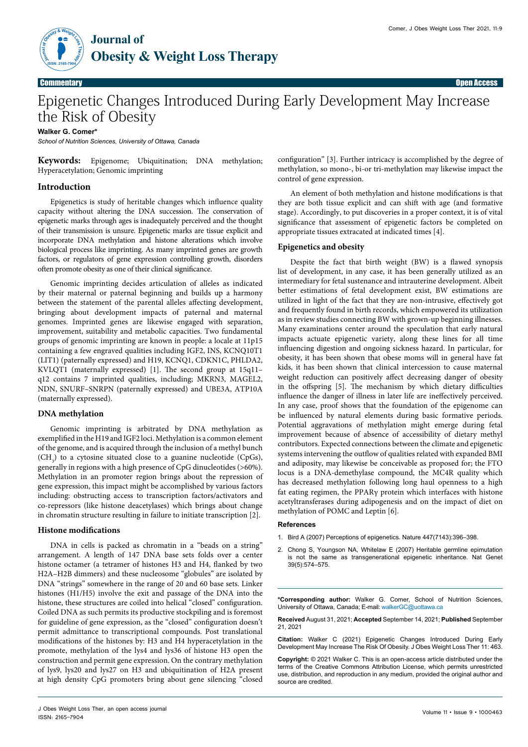Commentary | Open Access

# Epigenetic Changes Introduced During Early Development May Increase the Risk of Obesity

**Walker G. Comer***

*School of Nutrition Sciences, University of Ottawa, Canada*

**Keywords:** Epigenome; Ubiquitination; DNA methylation; Hyperacetylation; Genomic imprinting

## Introduction

Epigenetics is study of heritable changes which influence quality capacity without altering the DNA succession. The conservation of epigenetic marks through ages is inadequately perceived and the thought of their transmission is unsure. Epigenetic marks are tissue explicit and incorporate DNA methylation and histone alterations which involve biological process like imprinting. As many imprinted genes are growth factors, or regulators of gene expression controlling growth, disorders often promote obesity as one of their clinical significance.

Genomic imprinting decides articulation of alleles as indicated by their maternal or paternal beginning and builds up a harmony between the statement of the parental alleles affecting development, bringing about development impacts of paternal and maternal genomes. Imprinted genes are likewise engaged with separation, improvement, suitability and metabolic capacities. Two fundamental groups of genomic imprinting are known in people: a locale at 11p15 containing a few engraved qualities including IGF2, INS, KCNQ10T1 (LIT1) (paternally expressed) and H19, KCNQ1, CDKN1C, PHLDA2, KVLQT1 (maternally expressed) [1]. The second group at 15q11–q12 contains 7 imprinted qualities, including; MKRN3, MAGEL2, NDN, SNURF–SNRPN (paternally expressed) and UBE3A, ATP10A (maternally expressed).

### DNA methylation

Genomic imprinting is arbitrated by DNA methylation as exemplified in the H19 and IGF2 loci. Methylation is a common element of the genome, and is acquired through the inclusion of a methyl bunch ($CH_3$) to a cytosine situated close to a guanine nucleotide (CpGs), generally in regions with a high presence of CpG dinucleotides (>60%). Methylation in an promoter region brings about the repression of gene expression, this impact might be accomplished by various factors including: obstructing access to transcription factors/activators and co-repressors (like histone deacetylases) which brings about change in chromatin structure resulting in failure to initiate transcription [2].

### Histone modifications

DNA in cells is packed as chromatin in a "beads on a string" arrangement. A length of 147 DNA base sets folds over a center histone octamer (a tetramer of histones H3 and H4, flanked by two H2A–H2B dimmers) and these nucleosome "globules" are isolated by DNA "strings" somewhere in the range of 20 and 60 base sets. Linker histones (H1/H5) involve the exit and passage of the DNA into the histone, these structures are coiled into helical "closed" configuration. Coiled DNA as such permits its productive stockpiling and is foremost for guideline of gene expression, as the "closed" configuration doesn't permit admittance to transcriptional compounds. Post translational modifications of the histones by: H3 and H4 hyperacetylation in the promote, methylation of the lys4 and lys36 of histone H3 open the construction and permit gene expression. On the contrary methylation of lys9, lys20 and lys27 on H3 and ubiquitination of H2A present at high density CpG promoters bring about gene silencing "closed configuration" [3]. Further intricacy is accomplished by the degree of methylation, so mono-, bi-or tri-methylation may likewise impact the control of gene expression.

An element of both methylation and histone modifications is that they are both tissue explicit and can shift with age (and formative stage). Accordingly, to put discoveries in a proper context, it is of vital significance that assessment of epigenetic factors be completed on appropriate tissues extracated at indicated times [4].

### Epigenetics and obesity

Despite the fact that birth weight (BW) is a flawed synopsis list of development, in any case, it has been generally utilized as an intermediary for fetal sustenance and intrauterine development. Albeit better estimations of fetal development exist, BW estimations are utilized in light of the fact that they are non-intrusive, effectively got and frequently found in birth records, which empowered its utilization as in review studies connecting BW with grown-up beginning illnesses. Many examinations center around the speculation that early natural impacts actuate epigenetic variety, along these lines for all time influencing digestion and ongoing sickness hazard. In particular, for obesity, it has been shown that obese moms will in general have fat kids, it has been shown that clinical intercession to cause maternal weight reduction can positively affect decreasing danger of obesity in the offspring [5]. The mechanism by which dietary difficulties influence the danger of illness in later life are ineffectively perceived. In any case, proof shows that the foundation of the epigenome can be influenced by natural elements during basic formative periods. Potential aggravations of methylation might emerge during fetal improvement because of absence of accessibility of dietary methyl contributors. Expected connections between the climate and epigenetic systems intervening the outflow of qualities related with expanded BMI and adiposity, may likewise be conceivable as proposed for; the FTO locus is a DNA-demethylase compound, the MC4R quality which has decreased methylation following long haul openness to a high fat eating regimen, the PPARγ protein which interfaces with histone acetyltransferases during adipogenesis and on the impact of diet on methylation of POMC and Leptin [6].

## References

1. Bird A (2007) Perceptions of epigenetics. Nature 447(7143):396–398.
2. Chong S, Youngson NA, Whitelaw E (2007) Heritable germline epimutation is not the same as transgenerational epigenetic inheritance. Nat Genet 39(5):574–575.

---

***Corresponding author:** Walker G. Comer, School of Nutrition Sciences, University of Ottawa, Canada; E-mail: walkerGC@uottawa.ca

**Received** August 31, 2021; **Accepted** September 14, 2021; **Published** September 21, 2021

**Citation:** Walker C (2021) Epigenetic Changes Introduced During Early Development May Increase The Risk Of Obesity. J Obes Weight Loss Ther 11: 463.

**Copyright:** © 2021 Walker C. This is an open-access article distributed under the terms of the Creative Commons Attribution License, which permits unrestricted use, distribution, and reproduction in any medium, provided the original author and source are credited.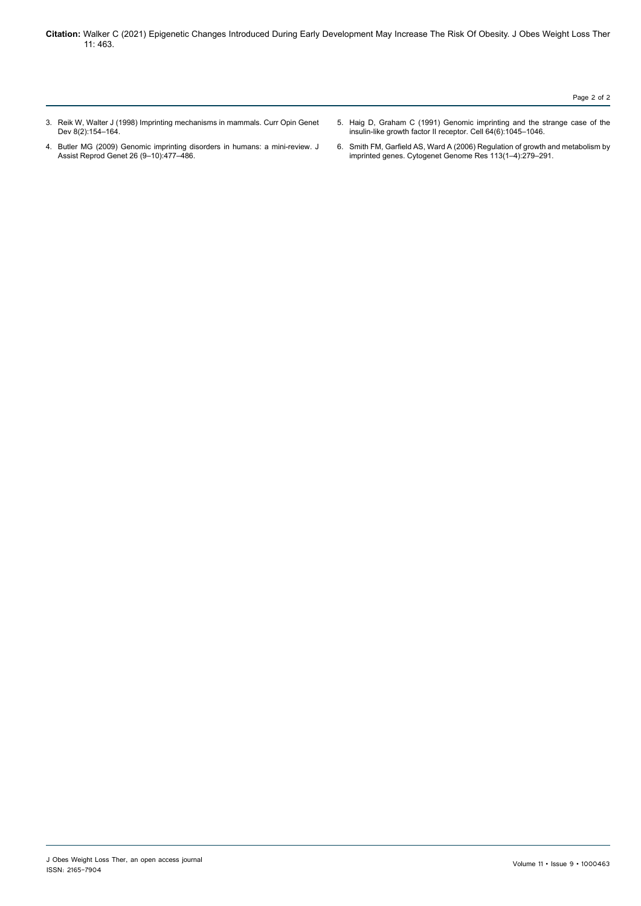3. Reik W, Walter J (1998) Imprinting mechanisms in mammals. Curr Opin Genet Dev 8(2):154–164.
4. Butler MG (2009) Genomic imprinting disorders in humans: a mini-review. J Assist Reprod Genet 26 (9–10):477–486.
5. Haig D, Graham C (1991) Genomic imprinting and the strange case of the insulin-like growth factor II receptor. Cell 64(6):1045–1046.
6. Smith FM, Garfield AS, Ward A (2006) Regulation of growth and metabolism by imprinted genes. Cytogenet Genome Res 113(1–4):279–291.